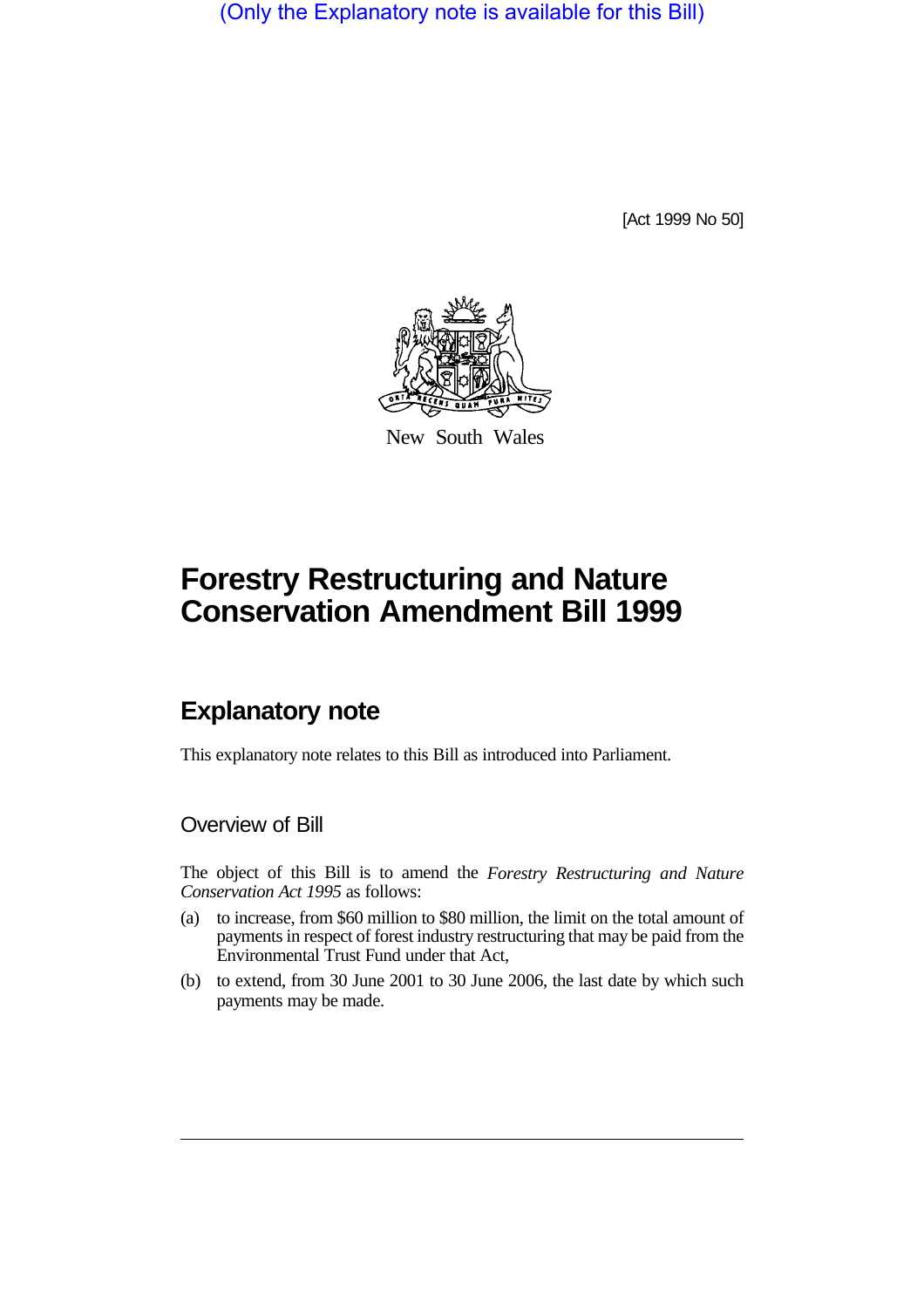(Only the Explanatory note is available for this Bill)

[Act 1999 No 50]

New South Wales

# Forestry Restructuring and Nature Conservation Amendment Bill 1999

## Explanatory note

This explanatory note relates to this Bill as introduced into Parliament.

### Overview of Bill

The object of this Bill is to amend the *Forestry Restructuring and Nature Conservation Act 1995* as follows:

(a) to increase, from $60 million to $80 million, the limit on the total amount of payments in respect of forest industry restructuring that may be paid from the Environmental Trust Fund under that Act,

(b) to extend, from 30 June 2001 to 30 June 2006, the last date by which such payments may be made.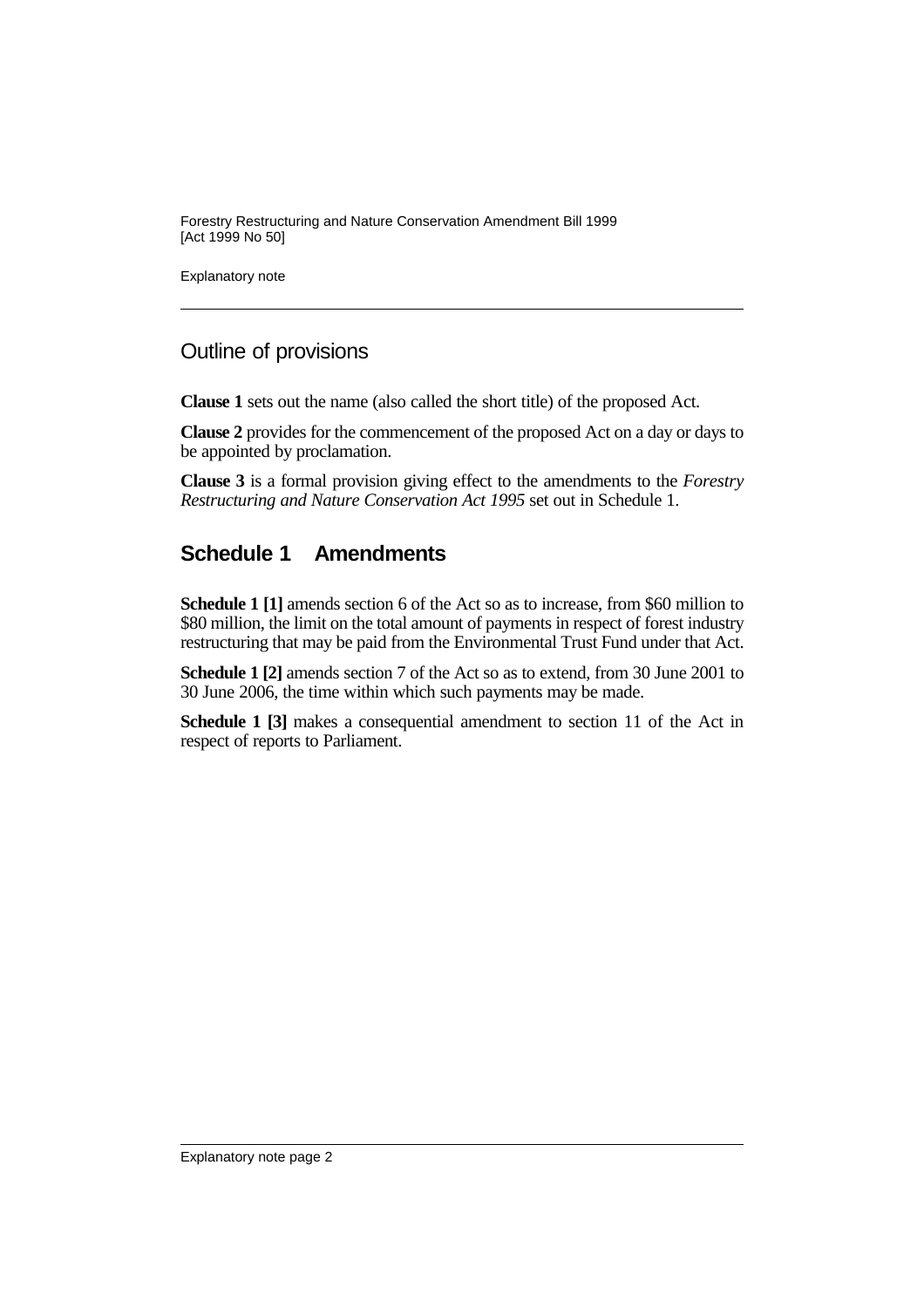## Outline of provisions

**Clause 1** sets out the name (also called the short title) of the proposed Act.

**Clause 2** provides for the commencement of the proposed Act on a day or days to be appointed by proclamation.

**Clause 3** is a formal provision giving effect to the amendments to the *Forestry Restructuring and Nature Conservation Act 1995* set out in Schedule 1.

## Schedule 1 Amendments

**Schedule 1 [1]** amends section 6 of the Act so as to increase, from $60 million to $80 million, the limit on the total amount of payments in respect of forest industry restructuring that may be paid from the Environmental Trust Fund under that Act.

**Schedule 1 [2]** amends section 7 of the Act so as to extend, from 30 June 2001 to 30 June 2006, the time within which such payments may be made.

**Schedule 1 [3]** makes a consequential amendment to section 11 of the Act in respect of reports to Parliament.